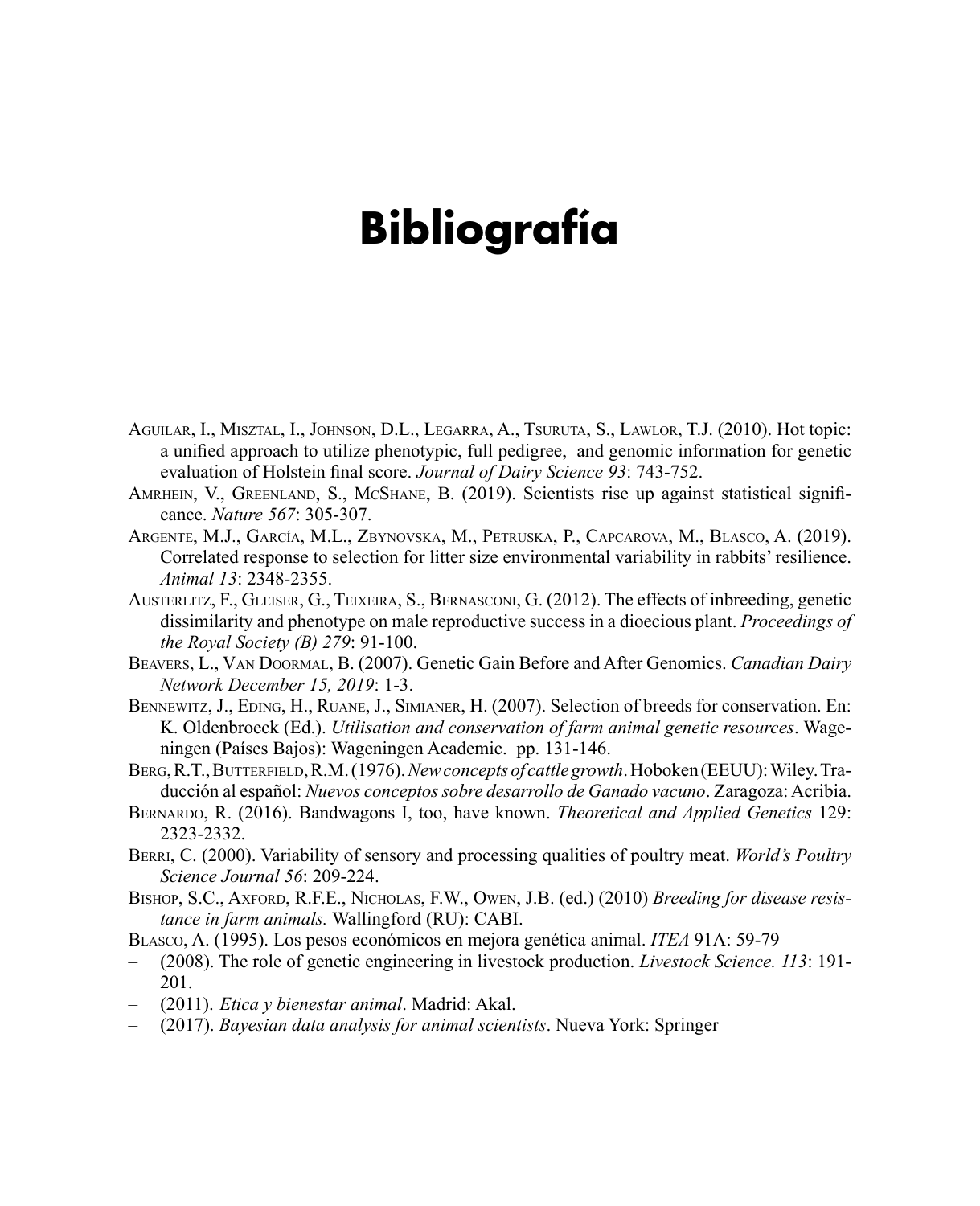# Bibliografía

Aguilar, I., Misztal, I., Johnson, D.L., Legarra, A., Tsuruta, S., Lawlor, T.J. (2010). Hot topic: a unified approach to utilize phenotypic, full pedigree, and genomic information for genetic evaluation of Holstein final score. *Journal of Dairy Science 93*: 743-752.

Amrhein, V., Greenland, S., McShane, B. (2019). Scientists rise up against statistical significance. *Nature 567*: 305-307.

Argente, M.J., García, M.L., Zbynovska, M., Petruska, P., Capcarova, M., Blasco, A. (2019). Correlated response to selection for litter size environmental variability in rabbits' resilience. *Animal 13*: 2348-2355.

Austerlitz, F., Gleiser, G., Teixeira, S., Bernasconi, G. (2012). The effects of inbreeding, genetic dissimilarity and phenotype on male reproductive success in a dioecious plant. *Proceedings of the Royal Society (B) 279*: 91-100.

Beavers, L., Van Doormal, B. (2007). Genetic Gain Before and After Genomics. *Canadian Dairy Network December 15, 2019*: 1-3.

Bennewitz, J., Eding, H., Ruane, J., Simianer, H. (2007). Selection of breeds for conservation. En: K. Oldenbroeck (Ed.). *Utilisation and conservation of farm animal genetic resources*. Wageningen (Países Bajos): Wageningen Academic. pp. 131-146.

Berg, R.T., Butterfield, R.M. (1976). *New concepts of cattle growth*. Hoboken (EEUU): Wiley. Traducción al español: *Nuevos conceptos sobre desarrollo de Ganado vacuno*. Zaragoza: Acribia.

Bernardo, R. (2016). Bandwagons I, too, have known. *Theoretical and Applied Genetics* 129: 2323-2332.

Berri, C. (2000). Variability of sensory and processing qualities of poultry meat. *World's Poultry Science Journal 56*: 209-224.

Bishop, S.C., Axford, R.F.E., Nicholas, F.W., Owen, J.B. (ed.) (2010) *Breeding for disease resistance in farm animals.* Wallingford (RU): CABI.

Blasco, A. (1995). Los pesos económicos en mejora genética animal. *ITEA* 91A: 59-79

– (2008). The role of genetic engineering in livestock production. *Livestock Science. 113*: 191-201.

– (2011). *Etica y bienestar animal*. Madrid: Akal.

– (2017). *Bayesian data analysis for animal scientists*. Nueva York: Springer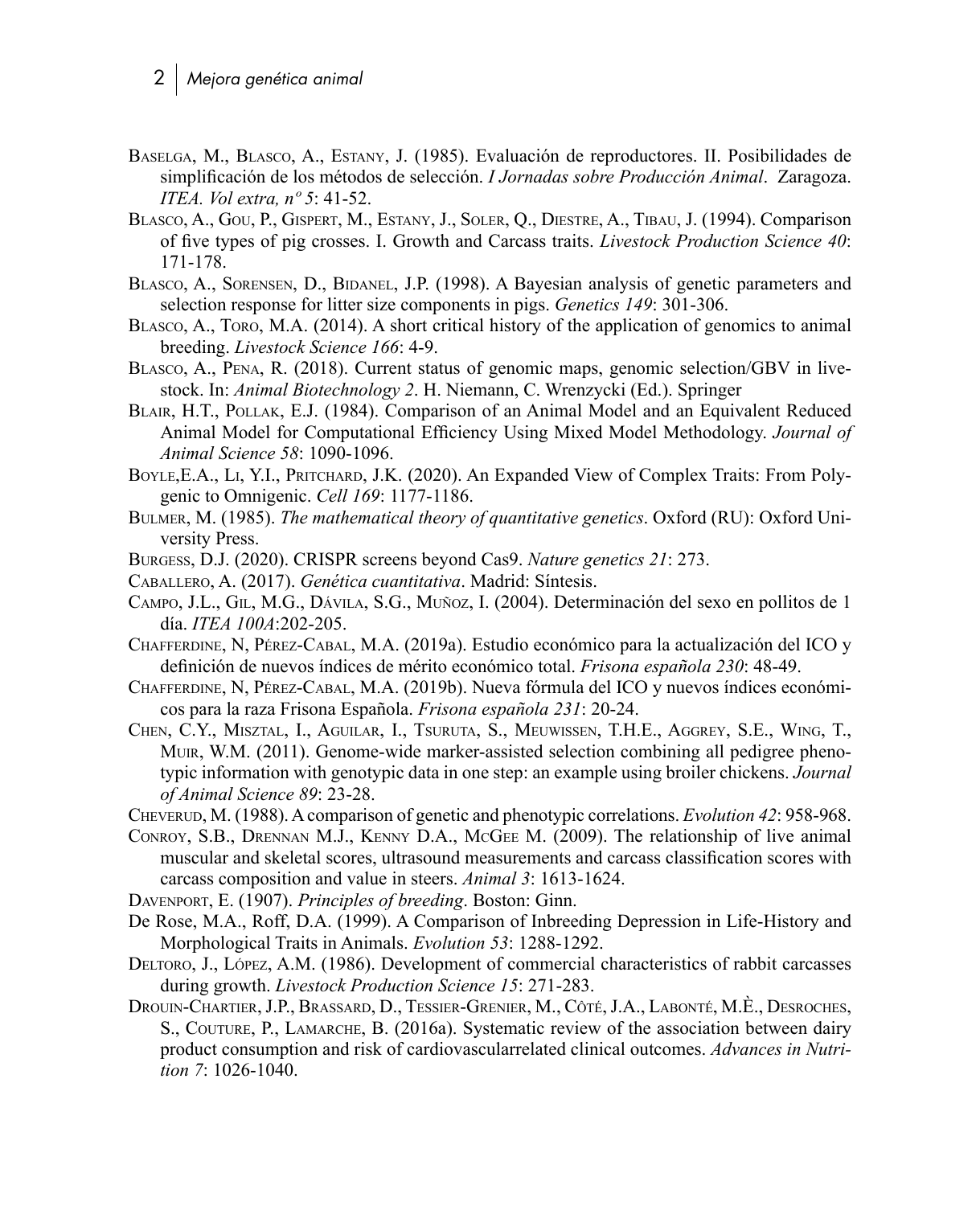Baselga, M., Blasco, A., Estany, J. (1985). Evaluación de reproductores. II. Posibilidades de simplificación de los métodos de selección. *I Jornadas sobre Producción Animal*. Zaragoza. *ITEA. Vol extra, nº 5*: 41-52.

Blasco, A., Gou, P., Gispert, M., Estany, J., Soler, Q., Diestre, A., Tibau, J. (1994). Comparison of five types of pig crosses. I. Growth and Carcass traits. *Livestock Production Science 40*: 171-178.

Blasco, A., Sorensen, D., Bidanel, J.P. (1998). A Bayesian analysis of genetic parameters and selection response for litter size components in pigs. *Genetics 149*: 301-306.

Blasco, A., Toro, M.A. (2014). A short critical history of the application of genomics to animal breeding. *Livestock Science 166*: 4-9.

Blasco, A., Pena, R. (2018). Current status of genomic maps, genomic selection/GBV in livestock. In: *Animal Biotechnology 2*. H. Niemann, C. Wrenzycki (Ed.). Springer

Blair, H.T., Pollak, E.J. (1984). Comparison of an Animal Model and an Equivalent Reduced Animal Model for Computational Efficiency Using Mixed Model Methodology. *Journal of Animal Science 58*: 1090-1096.

Boyle,E.A., Li, Y.I., Pritchard, J.K. (2020). An Expanded View of Complex Traits: From Polygenic to Omnigenic. *Cell 169*: 1177-1186.

Bulmer, M. (1985). *The mathematical theory of quantitative genetics*. Oxford (RU): Oxford University Press.

Burgess, D.J. (2020). CRISPR screens beyond Cas9. *Nature genetics 21*: 273.

Caballero, A. (2017). *Genética cuantitativa*. Madrid: Síntesis.

Campo, J.L., Gil, M.G., Dávila, S.G., Muñoz, I. (2004). Determinación del sexo en pollitos de 1 día. *ITEA 100A*:202-205.

Chafferdine, N, Pérez-Cabal, M.A. (2019a). Estudio económico para la actualización del ICO y definición de nuevos índices de mérito económico total. *Frisona española 230*: 48-49.

Chafferdine, N, Pérez-Cabal, M.A. (2019b). Nueva fórmula del ICO y nuevos índices económicos para la raza Frisona Española. *Frisona española 231*: 20-24.

Chen, C.Y., Misztal, I., Aguilar, I., Tsuruta, S., Meuwissen, T.H.E., Aggrey, S.E., Wing, T., Muir, W.M. (2011). Genome-wide marker-assisted selection combining all pedigree phenotypic information with genotypic data in one step: an example using broiler chickens. *Journal of Animal Science 89*: 23-28.

Cheverud, M. (1988). A comparison of genetic and phenotypic correlations. *Evolution 42*: 958-968.

Conroy, S.B., Drennan M.J., Kenny D.A., McGee M. (2009). The relationship of live animal muscular and skeletal scores, ultrasound measurements and carcass classification scores with carcass composition and value in steers. *Animal 3*: 1613-1624.

Davenport, E. (1907). *Principles of breeding*. Boston: Ginn.

De Rose, M.A., Roff, D.A. (1999). A Comparison of Inbreeding Depression in Life-History and Morphological Traits in Animals. *Evolution 53*: 1288-1292.

Deltoro, J., López, A.M. (1986). Development of commercial characteristics of rabbit carcasses during growth. *Livestock Production Science 15*: 271-283.

Drouin-Chartier, J.P., Brassard, D., Tessier-Grenier, M., Côté, J.A., Labonté, M.È., Desroches, S., Couture, P., Lamarche, B. (2016a). Systematic review of the association between dairy product consumption and risk of cardiovascularrelated clinical outcomes. *Advances in Nutrition 7*: 1026-1040.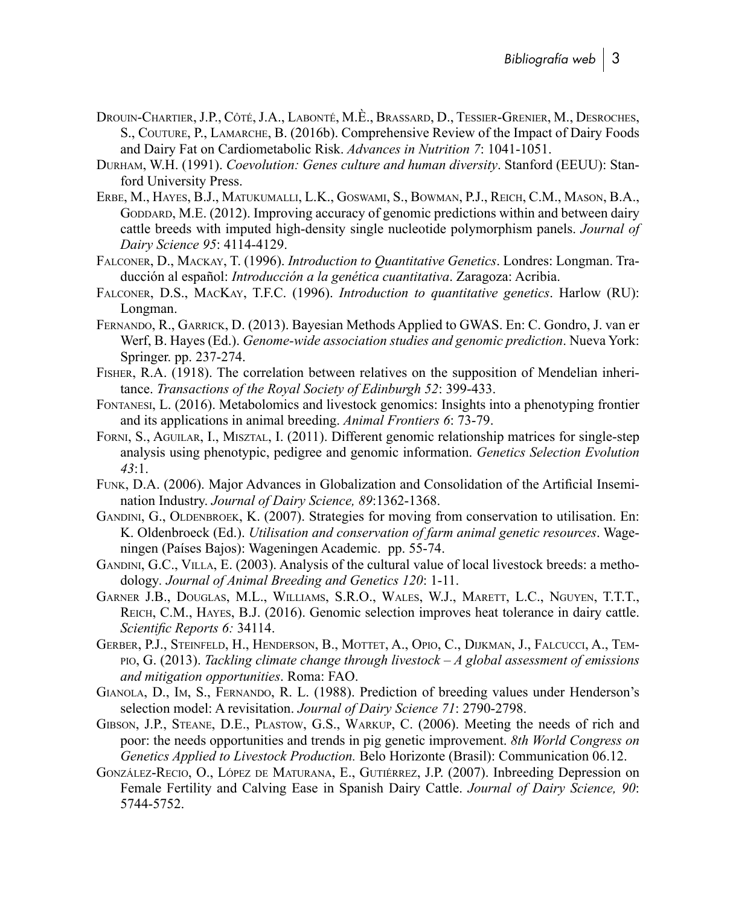Drouin-Chartier, J.P., Côté, J.A., Labonté, M.È., Brassard, D., Tessier-Grenier, M., Desroches, S., Couture, P., Lamarche, B. (2016b). Comprehensive Review of the Impact of Dairy Foods and Dairy Fat on Cardiometabolic Risk. *Advances in Nutrition 7*: 1041-1051.

Durham, W.H. (1991). *Coevolution: Genes culture and human diversity*. Stanford (EEUU): Stanford University Press.

Erbe, M., Hayes, B.J., Matukumalli, L.K., Goswami, S., Bowman, P.J., Reich, C.M., Mason, B.A., Goddard, M.E. (2012). Improving accuracy of genomic predictions within and between dairy cattle breeds with imputed high-density single nucleotide polymorphism panels. *Journal of Dairy Science 95*: 4114-4129.

Falconer, D., Mackay, T. (1996). *Introduction to Quantitative Genetics*. Londres: Longman. Traducción al español: *Introducción a la genética cuantitativa*. Zaragoza: Acribia.

Falconer, D.S., MacKay, T.F.C. (1996). *Introduction to quantitative genetics*. Harlow (RU): Longman.

Fernando, R., Garrick, D. (2013). Bayesian Methods Applied to GWAS. En: C. Gondro, J. van er Werf, B. Hayes (Ed.). *Genome-wide association studies and genomic prediction*. Nueva York: Springer. pp. 237-274.

Fisher, R.A. (1918). The correlation between relatives on the supposition of Mendelian inheritance. *Transactions of the Royal Society of Edinburgh 52*: 399-433.

Fontanesi, L. (2016). Metabolomics and livestock genomics: Insights into a phenotyping frontier and its applications in animal breeding. *Animal Frontiers 6*: 73-79.

Forni, S., Aguilar, I., Misztal, I. (2011). Different genomic relationship matrices for single-step analysis using phenotypic, pedigree and genomic information. *Genetics Selection Evolution 43*:1.

Funk, D.A. (2006). Major Advances in Globalization and Consolidation of the Artificial Insemination Industry. *Journal of Dairy Science, 89*:1362-1368.

Gandini, G., Oldenbroek, K. (2007). Strategies for moving from conservation to utilisation. En: K. Oldenbroeck (Ed.). *Utilisation and conservation of farm animal genetic resources*. Wageningen (Países Bajos): Wageningen Academic. pp. 55-74.

Gandini, G.C., Villa, E. (2003). Analysis of the cultural value of local livestock breeds: a methodology. *Journal of Animal Breeding and Genetics 120*: 1-11.

Garner J.B., Douglas, M.L., Williams, S.R.O., Wales, W.J., Marett, L.C., Nguyen, T.T.T., Reich, C.M., Hayes, B.J. (2016). Genomic selection improves heat tolerance in dairy cattle. *Scientific Reports 6:* 34114.

Gerber, P.J., Steinfeld, H., Henderson, B., Mottet, A., Opio, C., Dijkman, J., Falcucci, A., Tempio, G. (2013). *Tackling climate change through livestock – A global assessment of emissions and mitigation opportunities*. Roma: FAO.

Gianola, D., Im, S., Fernando, R. L. (1988). Prediction of breeding values under Henderson's selection model: A revisitation. *Journal of Dairy Science 71*: 2790-2798.

Gibson, J.P., Steane, D.E., Plastow, G.S., Warkup, C. (2006). Meeting the needs of rich and poor: the needs opportunities and trends in pig genetic improvement. *8th World Congress on Genetics Applied to Livestock Production.* Belo Horizonte (Brasil): Communication 06.12.

González-Recio, O., López de Maturana, E., Gutiérrez, J.P. (2007). Inbreeding Depression on Female Fertility and Calving Ease in Spanish Dairy Cattle. *Journal of Dairy Science, 90*: 5744-5752.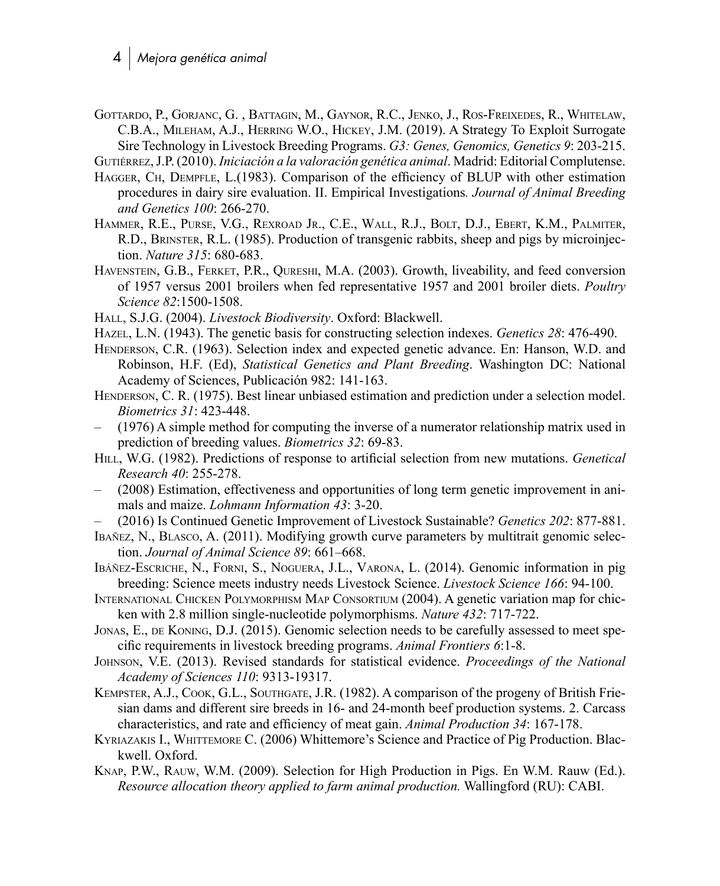Gottardo, P., Gorjanc, G. , Battagin, M., Gaynor, R.C., Jenko, J., Ros-Freixedes, R., Whitelaw, C.B.A., Mileham, A.J., Herring W.O., Hickey, J.M. (2019). A Strategy To Exploit Surrogate Sire Technology in Livestock Breeding Programs. *G3: Genes, Genomics, Genetics 9*: 203-215.

Gutiérrez, J.P. (2010). *Iniciación a la valoración genética animal*. Madrid: Editorial Complutense.

Hagger, Ch, Dempfle, L.(1983). Comparison of the efficiency of BLUP with other estimation procedures in dairy sire evaluation. II. Empirical Investigations*. Journal of Animal Breeding and Genetics 100*: 266-270.

Hammer, R.E., Purse, V.G., Rexroad Jr., C.E., Wall, R.J., Bolt, D.J., Ebert, K.M., Palmiter, R.D., Brinster, R.L. (1985). Production of transgenic rabbits, sheep and pigs by microinjection. *Nature 315*: 680-683.

Havenstein, G.B., Ferket, P.R., Qureshi, M.A. (2003). Growth, liveability, and feed conversion of 1957 versus 2001 broilers when fed representative 1957 and 2001 broiler diets. *Poultry Science 82*:1500-1508.

Hall, S.J.G. (2004). *Livestock Biodiversity*. Oxford: Blackwell.

Hazel, L.N. (1943). The genetic basis for constructing selection indexes. *Genetics 28*: 476-490.

Henderson, C.R. (1963). Selection index and expected genetic advance. En: Hanson, W.D. and Robinson, H.F. (Ed), *Statistical Genetics and Plant Breeding*. Washington DC: National Academy of Sciences, Publicación 982: 141-163.

Henderson, C. R. (1975). Best linear unbiased estimation and prediction under a selection model. *Biometrics 31*: 423-448.

– (1976) A simple method for computing the inverse of a numerator relationship matrix used in prediction of breeding values. *Biometrics 32*: 69-83.

Hill, W.G. (1982). Predictions of response to artificial selection from new mutations. *Genetical Research 40*: 255-278.

– (2008) Estimation, effectiveness and opportunities of long term genetic improvement in animals and maize. *Lohmann Information 43*: 3-20.

– (2016) Is Continued Genetic Improvement of Livestock Sustainable? *Genetics 202*: 877-881.

Ibañez, N., Blasco, A. (2011). Modifying growth curve parameters by multitrait genomic selection. *Journal of Animal Science 89*: 661–668.

Ibáñez-Escriche, N., Forni, S., Noguera, J.L., Varona, L. (2014). Genomic information in pig breeding: Science meets industry needs Livestock Science. *Livestock Science 166*: 94-100.

International Chicken Polymorphism Map Consortium (2004). A genetic variation map for chicken with 2.8 million single-nucleotide polymorphisms. *Nature 432*: 717-722.

Jonas, E., de Koning, D.J. (2015). Genomic selection needs to be carefully assessed to meet specific requirements in livestock breeding programs. *Animal Frontiers 6*:1-8.

Johnson, V.E. (2013). Revised standards for statistical evidence. *Proceedings of the National Academy of Sciences 110*: 9313-19317.

Kempster, A.J., Cook, G.L., Southgate, J.R. (1982). A comparison of the progeny of British Friesian dams and different sire breeds in 16- and 24-month beef production systems. 2. Carcass characteristics, and rate and efficiency of meat gain. *Animal Production 34*: 167-178.

Kyriazakis I., Whittemore C. (2006) Whittemore's Science and Practice of Pig Production. Blackwell. Oxford.

Knap, P.W., Rauw, W.M. (2009). Selection for High Production in Pigs. En W.M. Rauw (Ed.). *Resource allocation theory applied to farm animal production.* Wallingford (RU): CABI.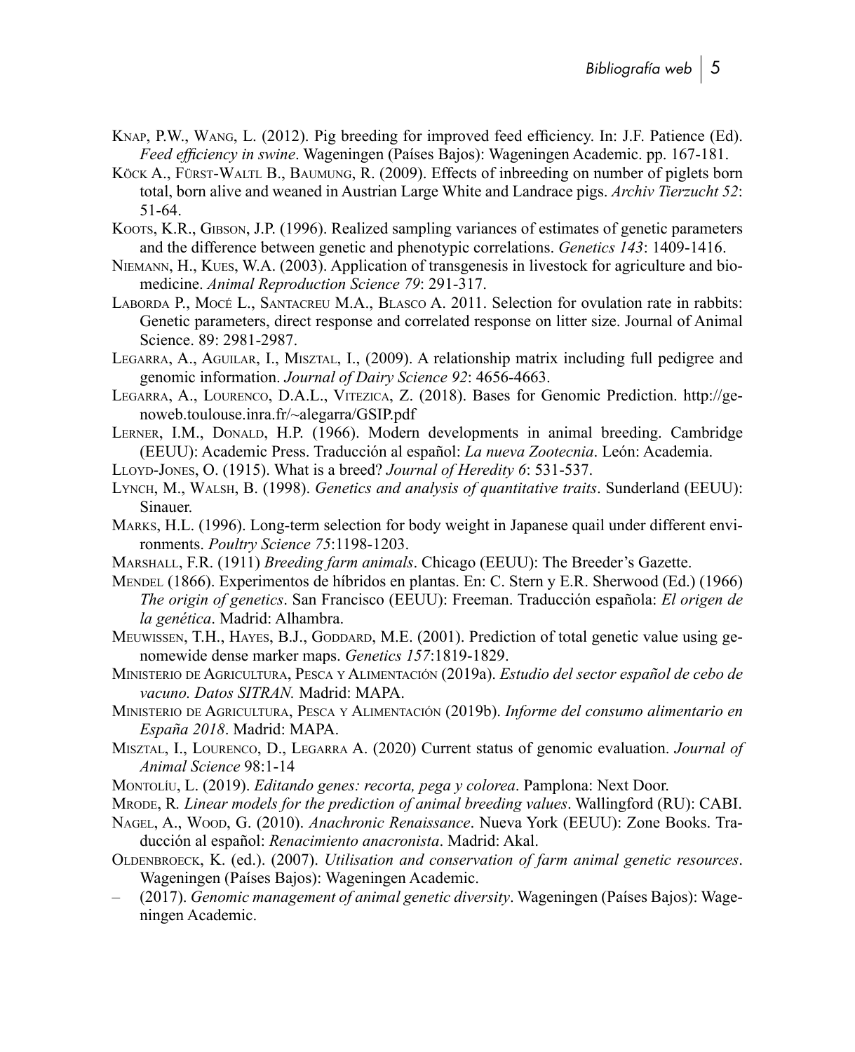Knap, P.W., Wang, L. (2012). Pig breeding for improved feed efficiency. In: J.F. Patience (Ed). *Feed efficiency in swine*. Wageningen (Países Bajos): Wageningen Academic. pp. 167-181.

Köck A., Fürst-Waltl B., Baumung, R. (2009). Effects of inbreeding on number of piglets born total, born alive and weaned in Austrian Large White and Landrace pigs. *Archiv Tierzucht 52*: 51-64.

Koots, K.R., Gibson, J.P. (1996). Realized sampling variances of estimates of genetic parameters and the difference between genetic and phenotypic correlations. *Genetics 143*: 1409-1416.

Niemann, H., Kues, W.A. (2003). Application of transgenesis in livestock for agriculture and biomedicine. *Animal Reproduction Science 79*: 291-317.

Laborda P., Mocé L., Santacreu M.A., Blasco A. 2011. Selection for ovulation rate in rabbits: Genetic parameters, direct response and correlated response on litter size. Journal of Animal Science. 89: 2981-2987.

Legarra, A., Aguilar, I., Misztal, I., (2009). A relationship matrix including full pedigree and genomic information. *Journal of Dairy Science 92*: 4656-4663.

Legarra, A., Lourenco, D.A.L., Vitezica, Z. (2018). Bases for Genomic Prediction. http://genoweb.toulouse.inra.fr/~alegarra/GSIP.pdf

Lerner, I.M., Donald, H.P. (1966). Modern developments in animal breeding. Cambridge (EEUU): Academic Press. Traducción al español: *La nueva Zootecnia*. León: Academia.

Lloyd-Jones, O. (1915). What is a breed? *Journal of Heredity 6*: 531-537.

Lynch, M., Walsh, B. (1998). *Genetics and analysis of quantitative traits*. Sunderland (EEUU): Sinauer.

Marks, H.L. (1996). Long-term selection for body weight in Japanese quail under different environments. *Poultry Science 75*:1198-1203.

Marshall, F.R. (1911) *Breeding farm animals*. Chicago (EEUU): The Breeder's Gazette.

Mendel (1866). Experimentos de híbridos en plantas. En: C. Stern y E.R. Sherwood (Ed.) (1966) *The origin of genetics*. San Francisco (EEUU): Freeman. Traducción española: *El origen de la genética*. Madrid: Alhambra.

Meuwissen, T.H., Hayes, B.J., Goddard, M.E. (2001). Prediction of total genetic value using genomewide dense marker maps. *Genetics 157*:1819-1829.

Ministerio de Agricultura, Pesca y Alimentación (2019a). *Estudio del sector español de cebo de vacuno. Datos SITRAN.* Madrid: MAPA.

Ministerio de Agricultura, Pesca y Alimentación (2019b). *Informe del consumo alimentario en España 2018*. Madrid: MAPA.

Misztal, I., Lourenco, D., Legarra A. (2020) Current status of genomic evaluation. *Journal of Animal Science* 98:1-14

Montolíu, L. (2019). *Editando genes: recorta, pega y colorea*. Pamplona: Next Door.

Mrode, R. *Linear models for the prediction of animal breeding values*. Wallingford (RU): CABI.

Nagel, A., Wood, G. (2010). *Anachronic Renaissance*. Nueva York (EEUU): Zone Books. Traducción al español: *Renacimiento anacronista*. Madrid: Akal.

Oldenbroeck, K. (ed.). (2007). *Utilisation and conservation of farm animal genetic resources*. Wageningen (Países Bajos): Wageningen Academic.

– (2017). *Genomic management of animal genetic diversity*. Wageningen (Países Bajos): Wageningen Academic.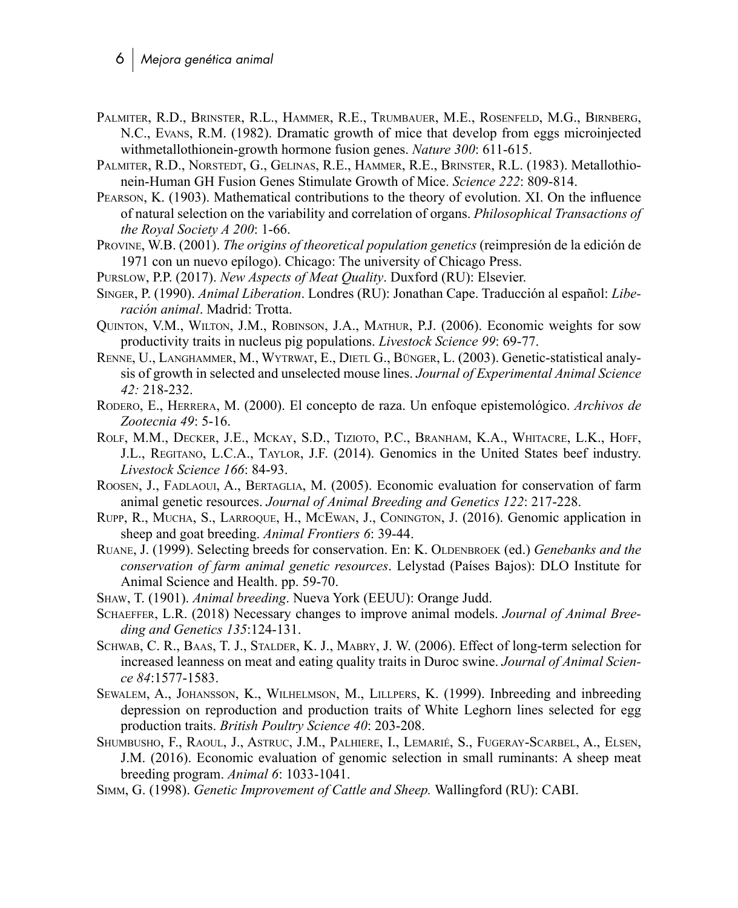Palmiter, R.D., Brinster, R.L., Hammer, R.E., Trumbauer, M.E., Rosenfeld, M.G., Birnberg, N.C., Evans, R.M. (1982). Dramatic growth of mice that develop from eggs microinjected withmetallothionein-growth hormone fusion genes. *Nature 300*: 611-615.

Palmiter, R.D., Norstedt, G., Gelinas, R.E., Hammer, R.E., Brinster, R.L. (1983). Metallothionein-Human GH Fusion Genes Stimulate Growth of Mice. *Science 222*: 809-814.

Pearson, K. (1903). Mathematical contributions to the theory of evolution. XI. On the influence of natural selection on the variability and correlation of organs. *Philosophical Transactions of the Royal Society A 200*: 1-66.

Provine, W.B. (2001). *The origins of theoretical population genetics* (reimpresión de la edición de 1971 con un nuevo epílogo). Chicago: The university of Chicago Press.

Purslow, P.P. (2017). *New Aspects of Meat Quality*. Duxford (RU): Elsevier.

Singer, P. (1990). *Animal Liberation*. Londres (RU): Jonathan Cape. Traducción al español: *Liberación animal*. Madrid: Trotta.

Quinton, V.M., Wilton, J.M., Robinson, J.A., Mathur, P.J. (2006). Economic weights for sow productivity traits in nucleus pig populations. *Livestock Science 99*: 69-77.

Renne, U., Langhammer, M., Wytrwat, E., Dietl G., Bünger, L. (2003). Genetic-statistical analysis of growth in selected and unselected mouse lines. *Journal of Experimental Animal Science 42:* 218-232.

Rodero, E., Herrera, M. (2000). El concepto de raza. Un enfoque epistemológico. *Archivos de Zootecnia 49*: 5-16.

Rolf, M.M., Decker, J.E., Mckay, S.D., Tizioto, P.C., Branham, K.A., Whitacre, L.K., Hoff, J.L., Regitano, L.C.A., Taylor, J.F. (2014). Genomics in the United States beef industry. *Livestock Science 166*: 84-93.

Roosen, J., Fadlaoui, A., Bertaglia, M. (2005). Economic evaluation for conservation of farm animal genetic resources. *Journal of Animal Breeding and Genetics 122*: 217-228.

Rupp, R., Mucha, S., Larroque, H., McEwan, J., Conington, J. (2016). Genomic application in sheep and goat breeding. *Animal Frontiers 6*: 39-44.

Ruane, J. (1999). Selecting breeds for conservation. En: K. Oldenbroek (ed.) *Genebanks and the conservation of farm animal genetic resources*. Lelystad (Países Bajos): DLO Institute for Animal Science and Health. pp. 59-70.

Shaw, T. (1901). *Animal breeding*. Nueva York (EEUU): Orange Judd.

Schaeffer, L.R. (2018) Necessary changes to improve animal models. *Journal of Animal Breeding and Genetics 135*:124-131.

Schwab, C. R., Baas, T. J., Stalder, K. J., Mabry, J. W. (2006). Effect of long-term selection for increased leanness on meat and eating quality traits in Duroc swine. *Journal of Animal Science 84*:1577-1583.

Sewalem, A., Johansson, K., Wilhelmson, M., Lillpers, K. (1999). Inbreeding and inbreeding depression on reproduction and production traits of White Leghorn lines selected for egg production traits. *British Poultry Science 40*: 203-208.

Shumbusho, F., Raoul, J., Astruc, J.M., Palhiere, I., Lemarié, S., Fugeray-Scarbel, A., Elsen, J.M. (2016). Economic evaluation of genomic selection in small ruminants: A sheep meat breeding program. *Animal 6*: 1033-1041.

Simm, G. (1998). *Genetic Improvement of Cattle and Sheep.* Wallingford (RU): CABI.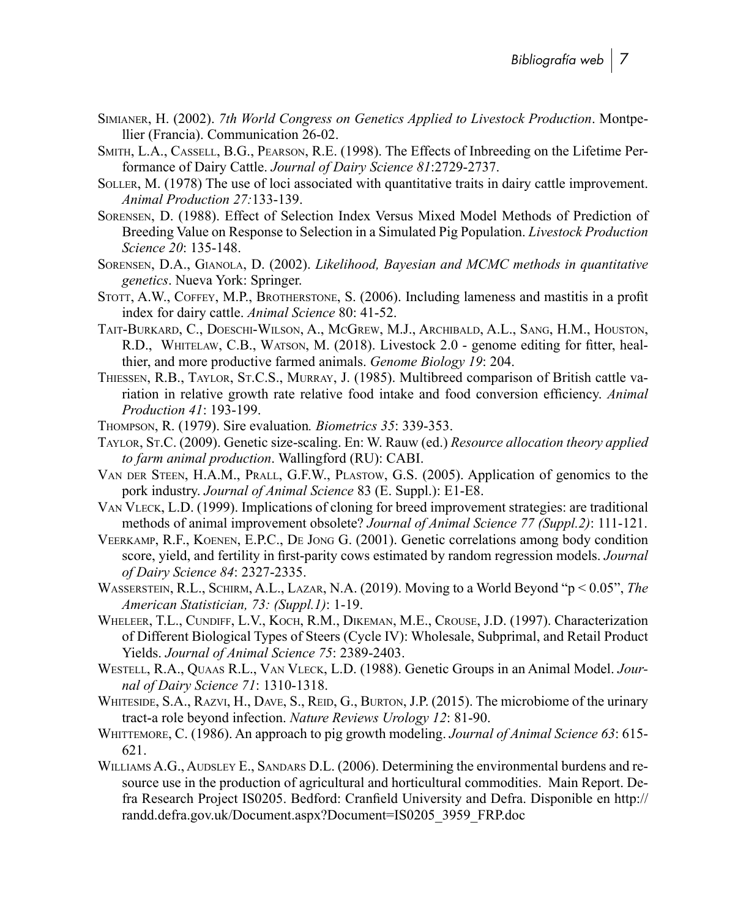Simianer, H. (2002). *7th World Congress on Genetics Applied to Livestock Production*. Montpellier (Francia). Communication 26-02.

Smith, L.A., Cassell, B.G., Pearson, R.E. (1998). The Effects of Inbreeding on the Lifetime Performance of Dairy Cattle. *Journal of Dairy Science 81*:2729-2737.

Soller, M. (1978) The use of loci associated with quantitative traits in dairy cattle improvement. *Animal Production 27:*133-139.

Sorensen, D. (1988). Effect of Selection Index Versus Mixed Model Methods of Prediction of Breeding Value on Response to Selection in a Simulated Pig Population. *Livestock Production Science 20*: 135-148.

Sorensen, D.A., Gianola, D. (2002). *Likelihood, Bayesian and MCMC methods in quantitative genetics*. Nueva York: Springer.

Stott, A.W., Coffey, M.P., Brotherstone, S. (2006). Including lameness and mastitis in a profit index for dairy cattle. *Animal Science* 80: 41-52.

Tait-Burkard, C., Doeschi-Wilson, A., McGrew, M.J., Archibald, A.L., Sang, H.M., Houston, R.D., Whitelaw, C.B., Watson, M. (2018). Livestock 2.0 - genome editing for fitter, healthier, and more productive farmed animals. *Genome Biology 19*: 204.

Thiessen, R.B., Taylor, St.C.S., Murray, J. (1985). Multibreed comparison of British cattle variation in relative growth rate relative food intake and food conversion efficiency. *Animal Production 41*: 193-199.

Thompson, R. (1979). Sire evaluation*. Biometrics 35*: 339-353.

Taylor, St.C. (2009). Genetic size-scaling. En: W. Rauw (ed.) *Resource allocation theory applied to farm animal production*. Wallingford (RU): CABI.

Van der Steen, H.A.M., Prall, G.F.W., Plastow, G.S. (2005). Application of genomics to the pork industry. *Journal of Animal Science* 83 (E. Suppl.): E1-E8.

Van Vleck, L.D. (1999). Implications of cloning for breed improvement strategies: are traditional methods of animal improvement obsolete? *Journal of Animal Science 77 (Suppl.2)*: 111-121.

Veerkamp, R.F., Koenen, E.P.C., De Jong G. (2001). Genetic correlations among body condition score, yield, and fertility in first-parity cows estimated by random regression models. *Journal of Dairy Science 84*: 2327-2335.

Wasserstein, R.L., Schirm, A.L., Lazar, N.A. (2019). Moving to a World Beyond "p < 0.05", *The American Statistician, 73: (Suppl.1)*: 1-19.

Wheleer, T.L., Cundiff, L.V., Koch, R.M., Dikeman, M.E., Crouse, J.D. (1997). Characterization of Different Biological Types of Steers (Cycle IV): Wholesale, Subprimal, and Retail Product Yields. *Journal of Animal Science 75*: 2389-2403.

Westell, R.A., Quaas R.L., Van Vleck, L.D. (1988). Genetic Groups in an Animal Model. *Journal of Dairy Science 71*: 1310-1318.

Whiteside, S.A., Razvi, H., Dave, S., Reid, G., Burton, J.P. (2015). The microbiome of the urinary tract-a role beyond infection. *Nature Reviews Urology 12*: 81-90.

Whittemore, C. (1986). An approach to pig growth modeling. *Journal of Animal Science 63*: 615-621.

Williams A.G., Audsley E., Sandars D.L. (2006). Determining the environmental burdens and resource use in the production of agricultural and horticultural commodities. Main Report. Defra Research Project IS0205. Bedford: Cranfield University and Defra. Disponible en http://randd.defra.gov.uk/Document.aspx?Document=IS0205_3959_FRP.doc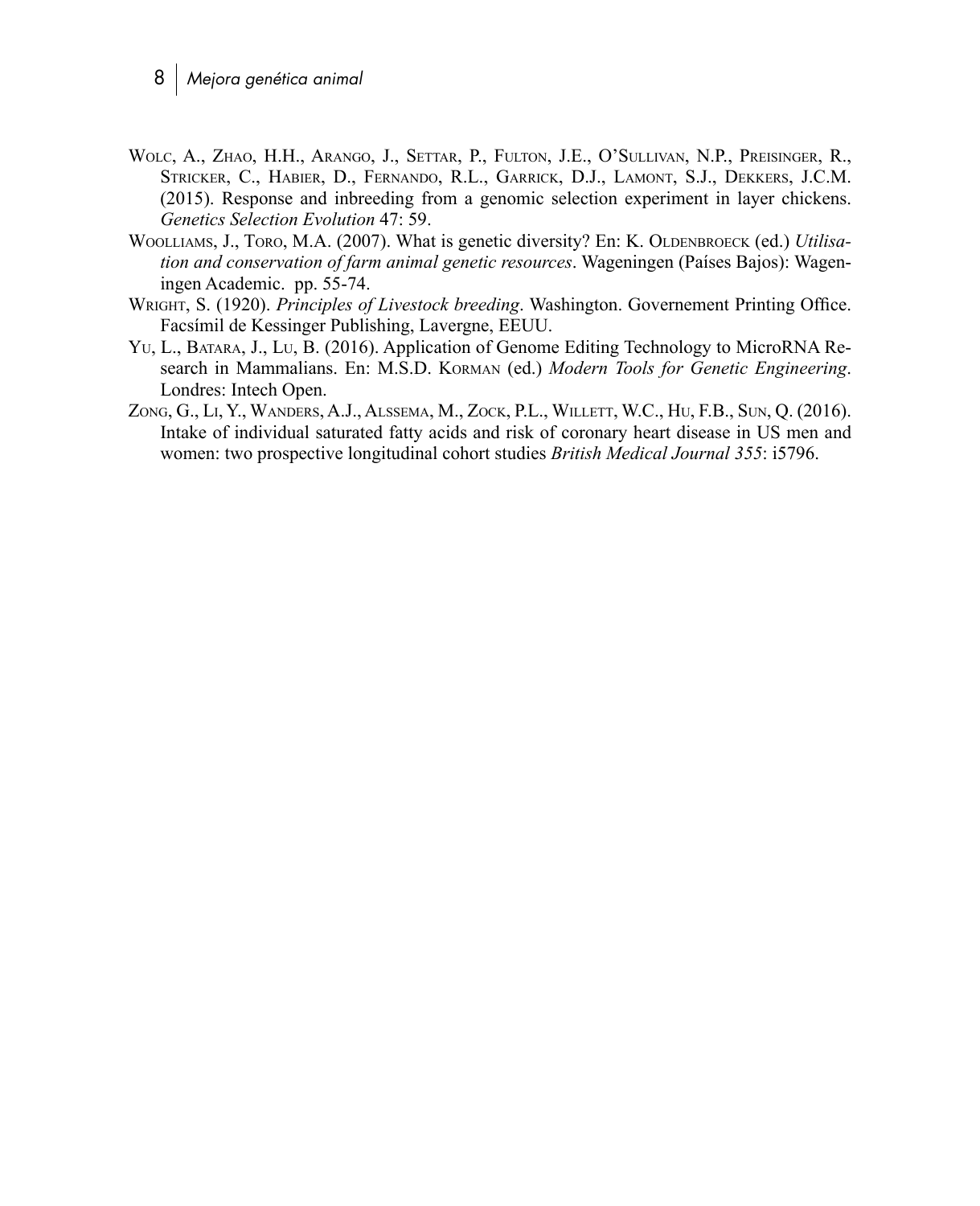Wolc, A., Zhao, H.H., Arango, J., Settar, P., Fulton, J.E., O'Sullivan, N.P., Preisinger, R., Stricker, C., Habier, D., Fernando, R.L., Garrick, D.J., Lamont, S.J., Dekkers, J.C.M. (2015). Response and inbreeding from a genomic selection experiment in layer chickens. *Genetics Selection Evolution* 47: 59.

Woolliams, J., Toro, M.A. (2007). What is genetic diversity? En: K. Oldenbroeck (ed.) *Utilisation and conservation of farm animal genetic resources*. Wageningen (Países Bajos): Wageningen Academic. pp. 55-74.

Wright, S. (1920). *Principles of Livestock breeding*. Washington. Governement Printing Office. Facsímil de Kessinger Publishing, Lavergne, EEUU.

Yu, L., Batara, J., Lu, B. (2016). Application of Genome Editing Technology to MicroRNA Research in Mammalians. En: M.S.D. Korman (ed.) *Modern Tools for Genetic Engineering*. Londres: Intech Open.

Zong, G., Li, Y., Wanders, A.J., Alssema, M., Zock, P.L., Willett, W.C., Hu, F.B., Sun, Q. (2016). Intake of individual saturated fatty acids and risk of coronary heart disease in US men and women: two prospective longitudinal cohort studies *British Medical Journal 355*: i5796.